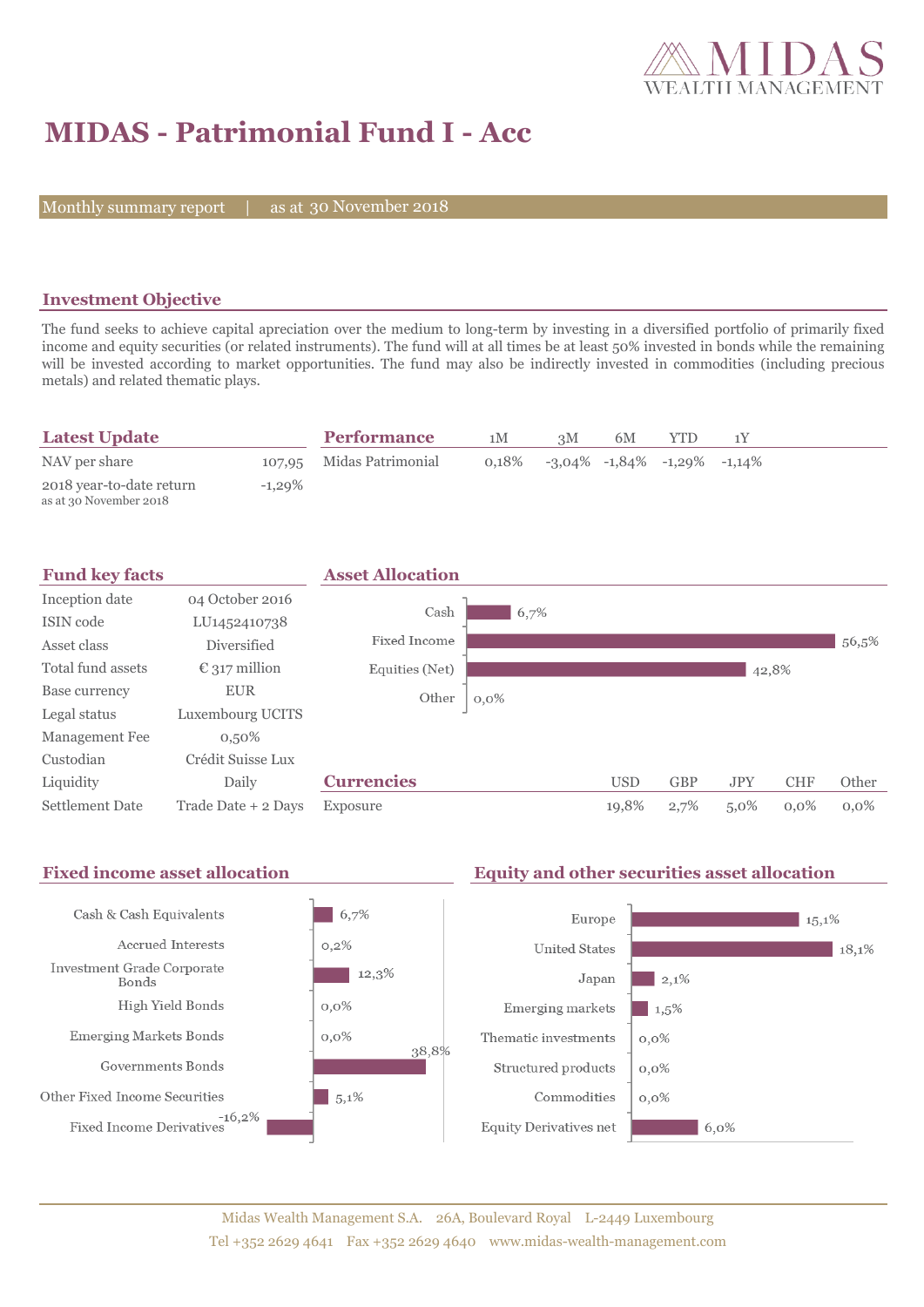# MIDAS - Patrimonial Fund I - Acc

Monthly summary report | as at 30 November 2018

## Investment Objective

The fund seeks to achieve capital apreciation over the medium to long-term by investing in a diversified portfolio of primarily fixed income and equity securities (or related instruments). The fund will at all times be at least 50% invested in bonds while the remaining will be invested according to market opportunities. The fund may also be indirectly invested in commodities (including precious metals) and related thematic plays.

## Latest Update

| | |
|---|---|
| NAV per share | 107,95 |
| 2018 year-to-date return<br>as at 30 November 2018 | -1,29% |

## Performance

| | 1M | 3M | 6M | YTD | 1Y |
|---|---|---|---|---|---|
| Midas Patrimonial | 0,18% | -3,04% | -1,84% | -1,29% | -1,14% |

## Fund key facts

| | |
|---|---|
| Inception date | 04 October 2016 |
| ISIN code | LU1452410738 |
| Asset class | Diversified |
| Total fund assets | € 317 million |
| Base currency | EUR |
| Legal status | Luxembourg UCITS |
| Management Fee | 0,50% |
| Custodian | Crédit Suisse Lux |
| Liquidity | Daily |
| Settlement Date | Trade Date + 2 Days |

## Asset Allocation

| | |
|---|---|
| Cash | 6,7% |
| Fixed Income | 56,5% |
| Equities (Net) | 42,8% |
| Other | 0,0% |

## Currencies

| | USD | GBP | JPY | CHF | Other |
|---|---|---|---|---|---|
| Exposure | 19,8% | 2,7% | 5,0% | 0,0% | 0,0% |

## Fixed income asset allocation

| | |
|---|---|
| Cash & Cash Equivalents | 6,7% |
| Accrued Interests | 0,2% |
| Investment Grade Corporate Bonds | 12,3% |
| High Yield Bonds | 0,0% |
| Emerging Markets Bonds | 0,0% |
| Governments Bonds | 38,8% |
| Other Fixed Income Securities | 5,1% |
| Fixed Income Derivatives | -16,2% |

## Equity and other securities asset allocation

| | |
|---|---|
| Europe | 15,1% |
| United States | 18,1% |
| Japan | 2,1% |
| Emerging markets | 1,5% |
| Thematic investments | 0,0% |
| Structured products | 0,0% |
| Commodities | 0,0% |
| Equity Derivatives net | 6,0% |

Midas Wealth Management S.A. 26A, Boulevard Royal L-2449 Luxembourg
Tel +352 2629 4641 Fax +352 2629 4640 www.midas-wealth-management.com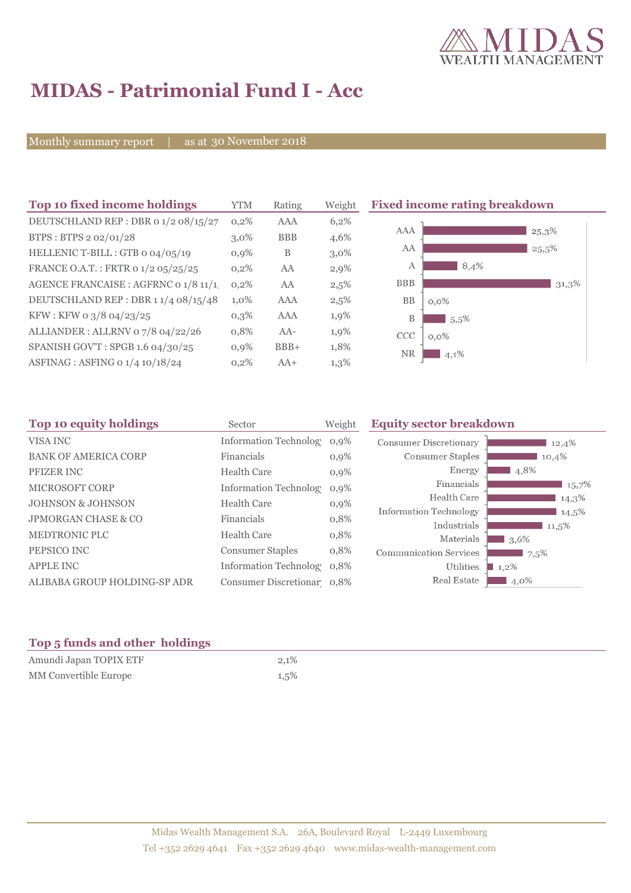# MIDAS - Patrimonial Fund I - Acc

Monthly summary report | as at 30 November 2018

## Top 10 fixed income holdings

| Top 10 fixed income holdings | YTM | Rating | Weight |
|---|---|---|---|
| DEUTSCHLAND REP : DBR 0 1/2 08/15/27 | 0,2% | AAA | 6,2% |
| BTPS : BTPS 2 02/01/28 | 3,0% | BBB | 4,6% |
| HELLENIC T-BILL : GTB 0 04/05/19 | 0,9% | B | 3,0% |
| FRANCE O.A.T. : FRTR 0 1/2 05/25/25 | 0,2% | AA | 2,9% |
| AGENCE FRANCAISE : AGFRNC 0 1/8 11/1 | 0,2% | AA | 2,5% |
| DEUTSCHLAND REP : DBR 1 1/4 08/15/48 | 1,0% | AAA | 2,5% |
| KFW : KFW 0 3/8 04/23/25 | 0,3% | AAA | 1,9% |
| ALLIANDER : ALLRNV 0 7/8 04/22/26 | 0,8% | AA- | 1,9% |
| SPANISH GOV'T : SPGB 1.6 04/30/25 | 0,9% | BBB+ | 1,8% |
| ASFINAG : ASFING 0 1/4 10/18/24 | 0,2% | AA+ | 1,3% |

## Fixed income rating breakdown

| Rating | Weight |
|---|---|
| AAA | 25,3% |
| AA | 25,5% |
| A | 8,4% |
| BBB | 31,3% |
| BB | 0,0% |
| B | 5,5% |
| CCC | 0,0% |
| NR | 4,1% |

## Top 10 equity holdings

| Top 10 equity holdings | Sector | Weight |
|---|---|---|
| VISA INC | Information Technolog | 0,9% |
| BANK OF AMERICA CORP | Financials | 0,9% |
| PFIZER INC | Health Care | 0,9% |
| MICROSOFT CORP | Information Technolog | 0,9% |
| JOHNSON & JOHNSON | Health Care | 0,9% |
| JPMORGAN CHASE & CO | Financials | 0,8% |
| MEDTRONIC PLC | Health Care | 0,8% |
| PEPSICO INC | Consumer Staples | 0,8% |
| APPLE INC | Information Technolog | 0,8% |
| ALIBABA GROUP HOLDING-SP ADR | Consumer Discretionar | 0,8% |

## Equity sector breakdown

| Sector | Weight |
|---|---|
| Consumer Discretionary | 12,4% |
| Consumer Staples | 10,4% |
| Energy | 4,8% |
| Financials | 15,7% |
| Health Care | 14,3% |
| Information Technology | 14,5% |
| Industrials | 11,5% |
| Materials | 3,6% |
| Communication Services | 7,5% |
| Utilities | 1,2% |
| Real Estate | 4,0% |

## Top 5 funds and other holdings

| Top 5 funds and other holdings | |
|---|---|
| Amundi Japan TOPIX ETF | 2,1% |
| MM Convertible Europe | 1,5% |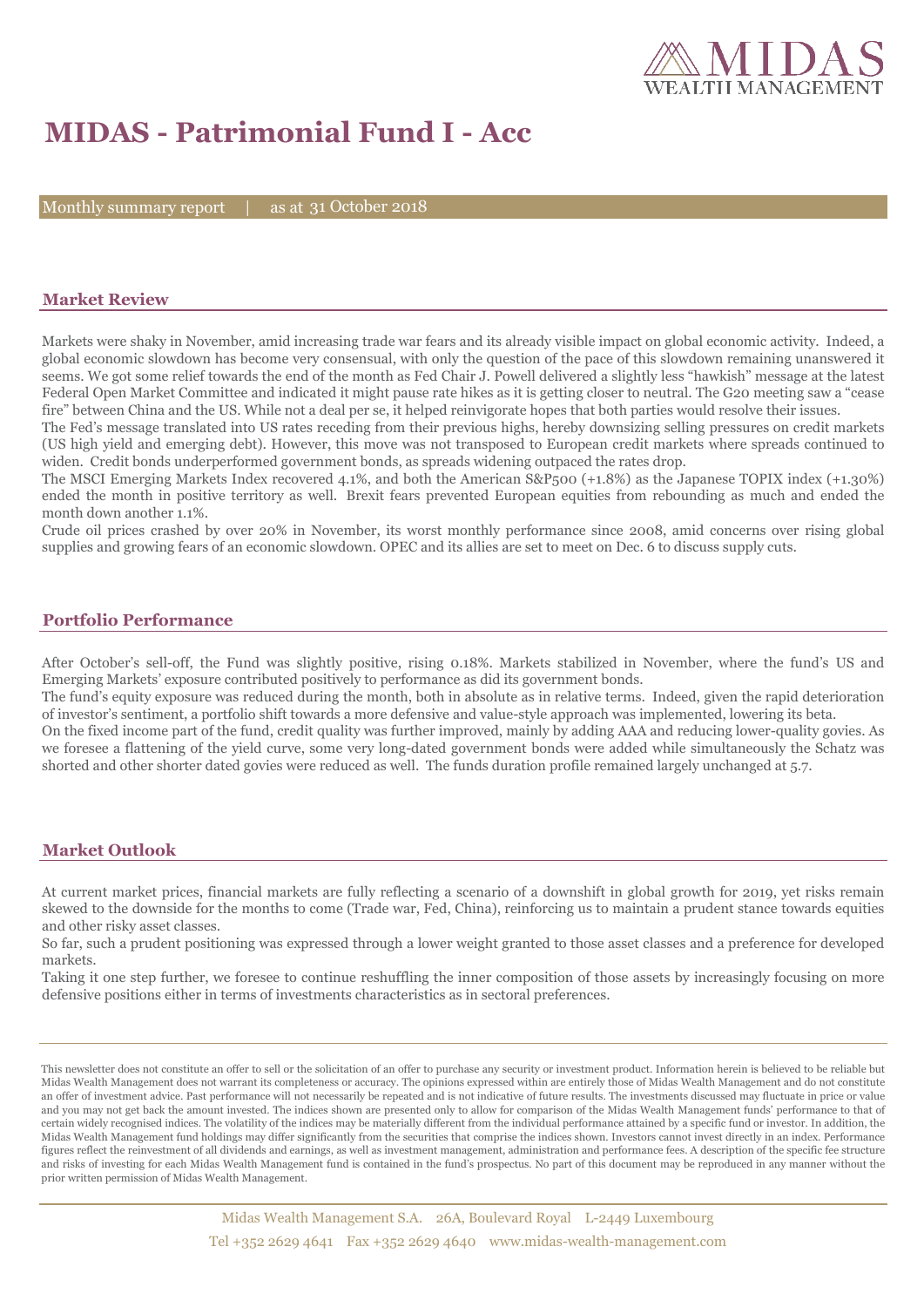# MIDAS - Patrimonial Fund I - Acc

Monthly summary report | as at 31 October 2018

## Market Review

Markets were shaky in November, amid increasing trade war fears and its already visible impact on global economic activity. Indeed, a global economic slowdown has become very consensual, with only the question of the pace of this slowdown remaining unanswered it seems. We got some relief towards the end of the month as Fed Chair J. Powell delivered a slightly less "hawkish" message at the latest Federal Open Market Committee and indicated it might pause rate hikes as it is getting closer to neutral. The G20 meeting saw a "cease fire" between China and the US. While not a deal per se, it helped reinvigorate hopes that both parties would resolve their issues.
The Fed's message translated into US rates receding from their previous highs, hereby downsizing selling pressures on credit markets (US high yield and emerging debt). However, this move was not transposed to European credit markets where spreads continued to widen. Credit bonds underperformed government bonds, as spreads widening outpaced the rates drop.
The MSCI Emerging Markets Index recovered 4.1%, and both the American S&P500 (+1.8%) as the Japanese TOPIX index (+1.30%) ended the month in positive territory as well. Brexit fears prevented European equities from rebounding as much and ended the month down another 1.1%.
Crude oil prices crashed by over 20% in November, its worst monthly performance since 2008, amid concerns over rising global supplies and growing fears of an economic slowdown. OPEC and its allies are set to meet on Dec. 6 to discuss supply cuts.

## Portfolio Performance

After October's sell-off, the Fund was slightly positive, rising 0.18%. Markets stabilized in November, where the fund's US and Emerging Markets' exposure contributed positively to performance as did its government bonds.
The fund's equity exposure was reduced during the month, both in absolute as in relative terms. Indeed, given the rapid deterioration of investor's sentiment, a portfolio shift towards a more defensive and value-style approach was implemented, lowering its beta.
On the fixed income part of the fund, credit quality was further improved, mainly by adding AAA and reducing lower-quality govies. As we foresee a flattening of the yield curve, some very long-dated government bonds were added while simultaneously the Schatz was shorted and other shorter dated govies were reduced as well. The funds duration profile remained largely unchanged at 5.7.

## Market Outlook

At current market prices, financial markets are fully reflecting a scenario of a downshift in global growth for 2019, yet risks remain skewed to the downside for the months to come (Trade war, Fed, China), reinforcing us to maintain a prudent stance towards equities and other risky asset classes.
So far, such a prudent positioning was expressed through a lower weight granted to those asset classes and a preference for developed markets.
Taking it one step further, we foresee to continue reshuffling the inner composition of those assets by increasingly focusing on more defensive positions either in terms of investments characteristics as in sectoral preferences.

This newsletter does not constitute an offer to sell or the solicitation of an offer to purchase any security or investment product. Information herein is believed to be reliable but Midas Wealth Management does not warrant its completeness or accuracy. The opinions expressed within are entirely those of Midas Wealth Management and do not constitute an offer of investment advice. Past performance will not necessarily be repeated and is not indicative of future results. The investments discussed may fluctuate in price or value and you may not get back the amount invested. The indices shown are presented only to allow for comparison of the Midas Wealth Management funds' performance to that of certain widely recognised indices. The volatility of the indices may be materially different from the individual performance attained by a specific fund or investor. In addition, the Midas Wealth Management fund holdings may differ significantly from the securities that comprise the indices shown. Investors cannot invest directly in an index. Performance figures reflect the reinvestment of all dividends and earnings, as well as investment management, administration and performance fees. A description of the specific fee structure and risks of investing for each Midas Wealth Management fund is contained in the fund's prospectus. No part of this document may be reproduced in any manner without the prior written permission of Midas Wealth Management.

Midas Wealth Management S.A. 26A, Boulevard Royal L-2449 Luxembourg
Tel +352 2629 4641 Fax +352 2629 4640 www.midas-wealth-management.com